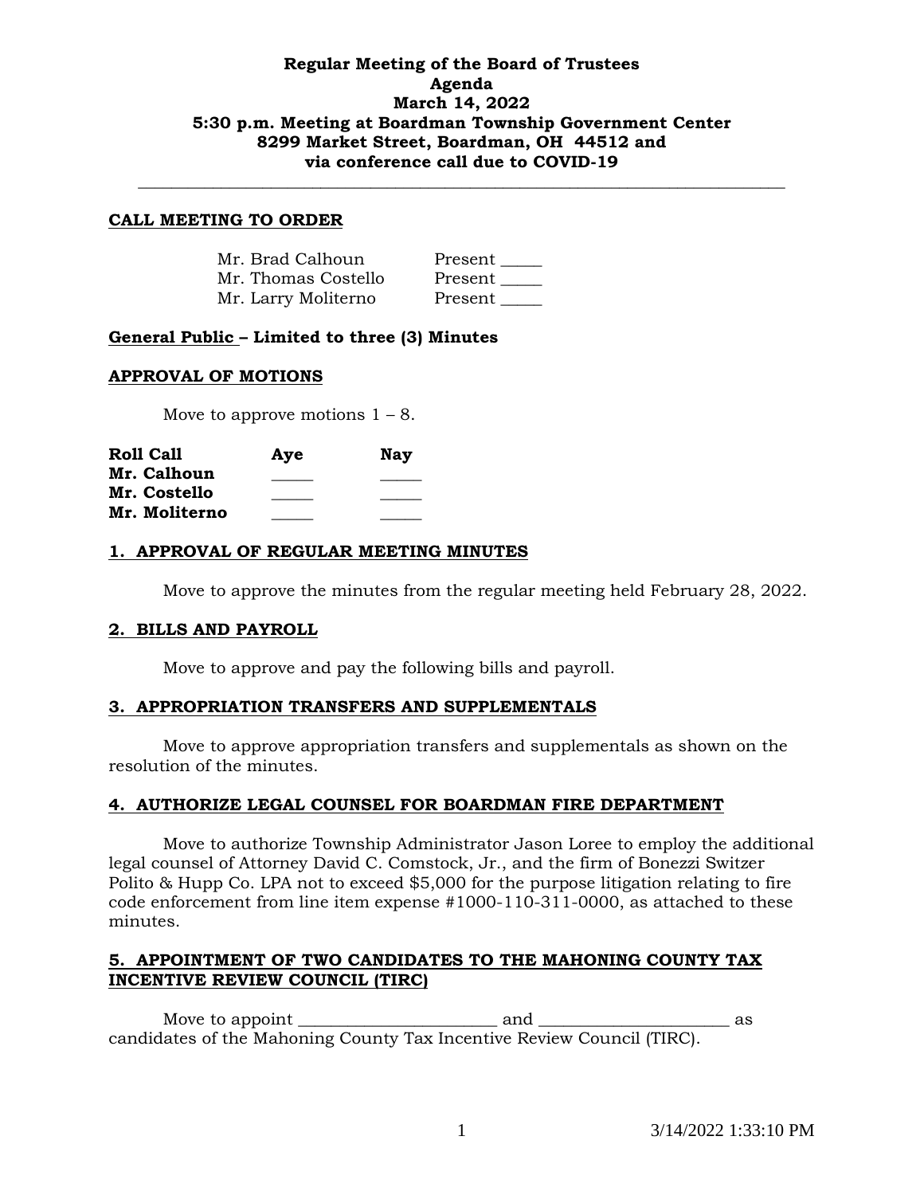**Regular Meeting of the Board of Trustees**
**Agenda**
**March 14, 2022**
**5:30 p.m. Meeting at Boardman Township Government Center**
**8299 Market Street, Boardman, OH 44512 and**
**via conference call due to COVID-19**

---

## CALL MEETING TO ORDER

| | |
|---|---|
| Mr. Brad Calhoun | Present _____ |
| Mr. Thomas Costello | Present _____ |
| Mr. Larry Moliterno | Present _____ |

## General Public – Limited to three (3) Minutes

## APPROVAL OF MOTIONS

Move to approve motions 1 – 8.

| Roll Call | Aye | Nay |
|---|---|---|
| Mr. Calhoun | _____ | _____ |
| Mr. Costello | _____ | _____ |
| Mr. Moliterno | _____ | _____ |

## 1. APPROVAL OF REGULAR MEETING MINUTES

Move to approve the minutes from the regular meeting held February 28, 2022.

## 2. BILLS AND PAYROLL

Move to approve and pay the following bills and payroll.

## 3. APPROPRIATION TRANSFERS AND SUPPLEMENTALS

Move to approve appropriation transfers and supplementals as shown on the resolution of the minutes.

## 4. AUTHORIZE LEGAL COUNSEL FOR BOARDMAN FIRE DEPARTMENT

Move to authorize Township Administrator Jason Loree to employ the additional legal counsel of Attorney David C. Comstock, Jr., and the firm of Bonezzi Switzer Polito & Hupp Co. LPA not to exceed $5,000 for the purpose litigation relating to fire code enforcement from line item expense #1000-110-311-0000, as attached to these minutes.

## 5. APPOINTMENT OF TWO CANDIDATES TO THE MAHONING COUNTY TAX INCENTIVE REVIEW COUNCIL (TIRC)

Move to appoint ________________________ and ______________________ as candidates of the Mahoning County Tax Incentive Review Council (TIRC).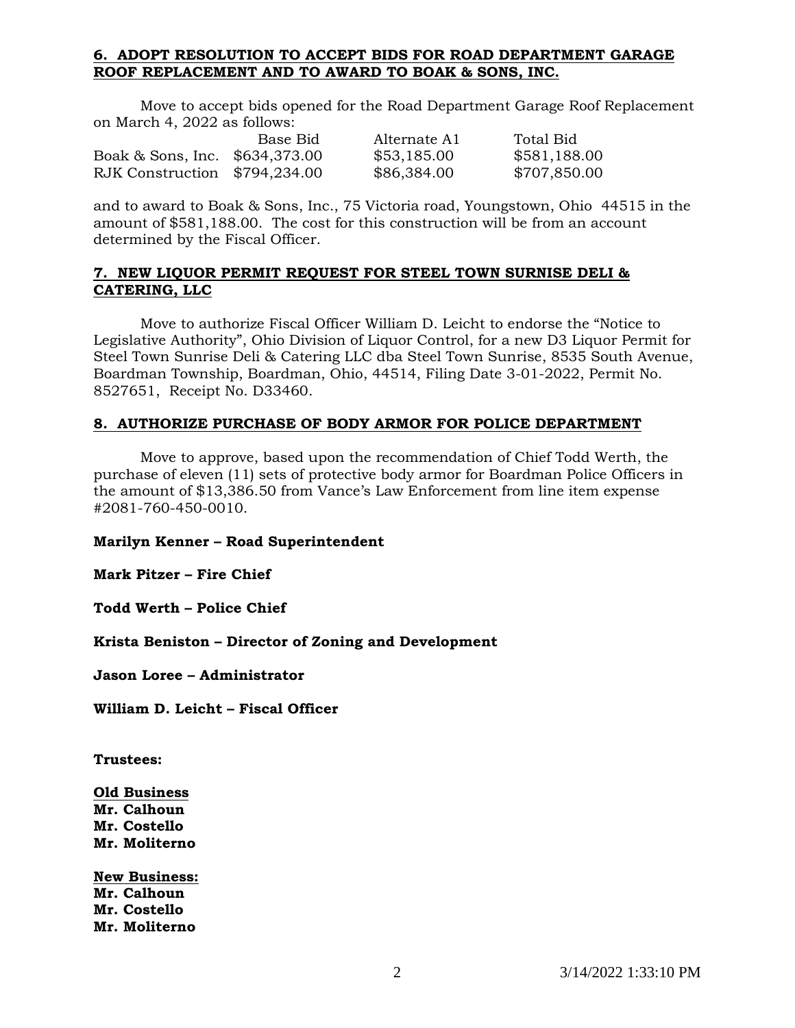### 6. ADOPT RESOLUTION TO ACCEPT BIDS FOR ROAD DEPARTMENT GARAGE ROOF REPLACEMENT AND TO AWARD TO BOAK & SONS, INC.

Move to accept bids opened for the Road Department Garage Roof Replacement on March 4, 2022 as follows:

| | Base Bid | Alternate A1 | Total Bid |
|---|---|---|---|
| Boak & Sons, Inc. | $634,373.00 | $53,185.00 | $581,188.00 |
| RJK Construction | $794,234.00 | $86,384.00 | $707,850.00 |

and to award to Boak & Sons, Inc., 75 Victoria road, Youngstown, Ohio 44515 in the amount of $581,188.00. The cost for this construction will be from an account determined by the Fiscal Officer.

### 7. NEW LIQUOR PERMIT REQUEST FOR STEEL TOWN SURNISE DELI & CATERING, LLC

Move to authorize Fiscal Officer William D. Leicht to endorse the "Notice to Legislative Authority", Ohio Division of Liquor Control, for a new D3 Liquor Permit for Steel Town Sunrise Deli & Catering LLC dba Steel Town Sunrise, 8535 South Avenue, Boardman Township, Boardman, Ohio, 44514, Filing Date 3-01-2022, Permit No. 8527651, Receipt No. D33460.

### 8. AUTHORIZE PURCHASE OF BODY ARMOR FOR POLICE DEPARTMENT

Move to approve, based upon the recommendation of Chief Todd Werth, the purchase of eleven (11) sets of protective body armor for Boardman Police Officers in the amount of $13,386.50 from Vance's Law Enforcement from line item expense #2081-760-450-0010.

**Marilyn Kenner – Road Superintendent**

**Mark Pitzer – Fire Chief**

**Todd Werth – Police Chief**

**Krista Beniston – Director of Zoning and Development**

**Jason Loree – Administrator**

**William D. Leicht – Fiscal Officer**

**Trustees:**

**Old Business**
**Mr. Calhoun**
**Mr. Costello**
**Mr. Moliterno**

**New Business:**
**Mr. Calhoun**
**Mr. Costello**
**Mr. Moliterno**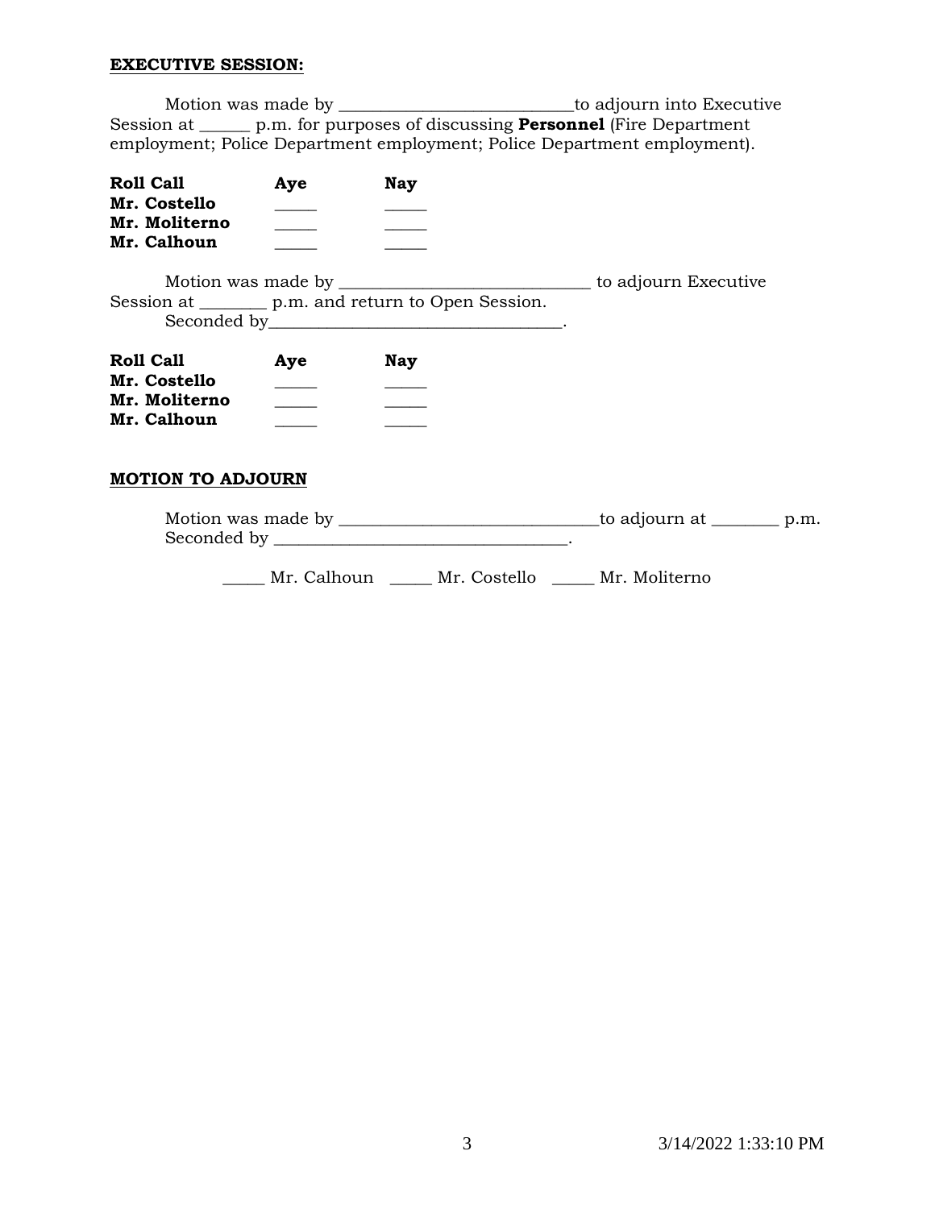**EXECUTIVE SESSION:**

Motion was made by ___________________________to adjourn into Executive Session at ______ p.m. for purposes of discussing **Personnel** (Fire Department employment; Police Department employment; Police Department employment).

| Roll Call | Aye | Nay |
|---|---|---|
| **Mr. Costello** | _____ | _____ |
| **Mr. Moliterno** | _____ | _____ |
| **Mr. Calhoun** | _____ | _____ |

Motion was made by _____________________________ to adjourn Executive Session at ________ p.m. and return to Open Session.
Seconded by___________________________________.

| Roll Call | Aye | Nay |
|---|---|---|
| **Mr. Costello** | _____ | _____ |
| **Mr. Moliterno** | _____ | _____ |
| **Mr. Calhoun** | _____ | _____ |

**MOTION TO ADJOURN**

Motion was made by ______________________________to adjourn at ________ p.m.
Seconded by __________________________________.

_____ Mr. Calhoun _____ Mr. Costello _____ Mr. Moliterno

3/14/2022 1:33:10 PM